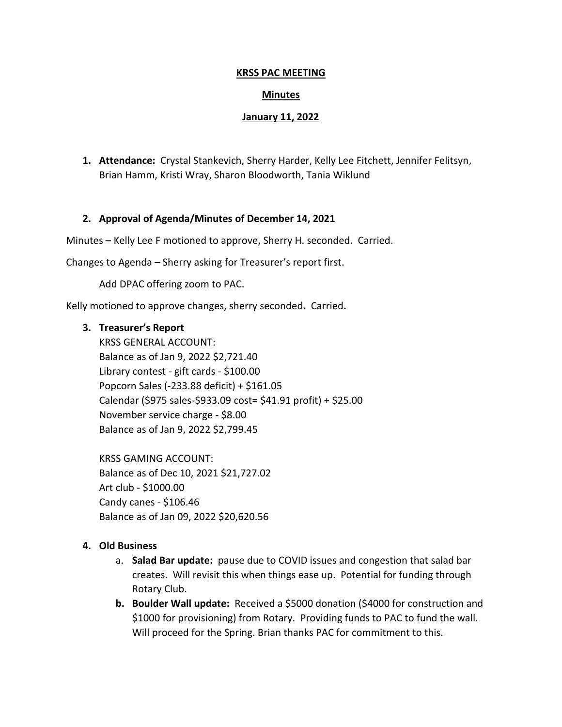**KRSS PAC MEETING**

**Minutes**

**January 11, 2022**

1. **Attendance:** Crystal Stankevich, Sherry Harder, Kelly Lee Fitchett, Jennifer Felitsyn, Brian Hamm, Kristi Wray, Sharon Bloodworth, Tania Wiklund

2. **Approval of Agenda/Minutes of December 14, 2021**

Minutes – Kelly Lee F motioned to approve, Sherry H. seconded. Carried.

Changes to Agenda – Sherry asking for Treasurer's report first.

Add DPAC offering zoom to PAC.

Kelly motioned to approve changes, sherry seconded**.** Carried**.**

3. **Treasurer's Report**

KRSS GENERAL ACCOUNT:
Balance as of Jan 9, 2022 $2,721.40
Library contest - gift cards - $100.00
Popcorn Sales (-233.88 deficit) + $161.05
Calendar ($975 sales-$933.09 cost= $41.91 profit) + $25.00
November service charge - $8.00
Balance as of Jan 9, 2022 $2,799.45

KRSS GAMING ACCOUNT:
Balance as of Dec 10, 2021 $21,727.02
Art club - $1000.00
Candy canes - $106.46
Balance as of Jan 09, 2022 $20,620.56

4. **Old Business**
   a. **Salad Bar update:** pause due to COVID issues and congestion that salad bar creates. Will revisit this when things ease up. Potential for funding through Rotary Club.
   b. **Boulder Wall update:** Received a $5000 donation ($4000 for construction and $1000 for provisioning) from Rotary. Providing funds to PAC to fund the wall. Will proceed for the Spring. Brian thanks PAC for commitment to this.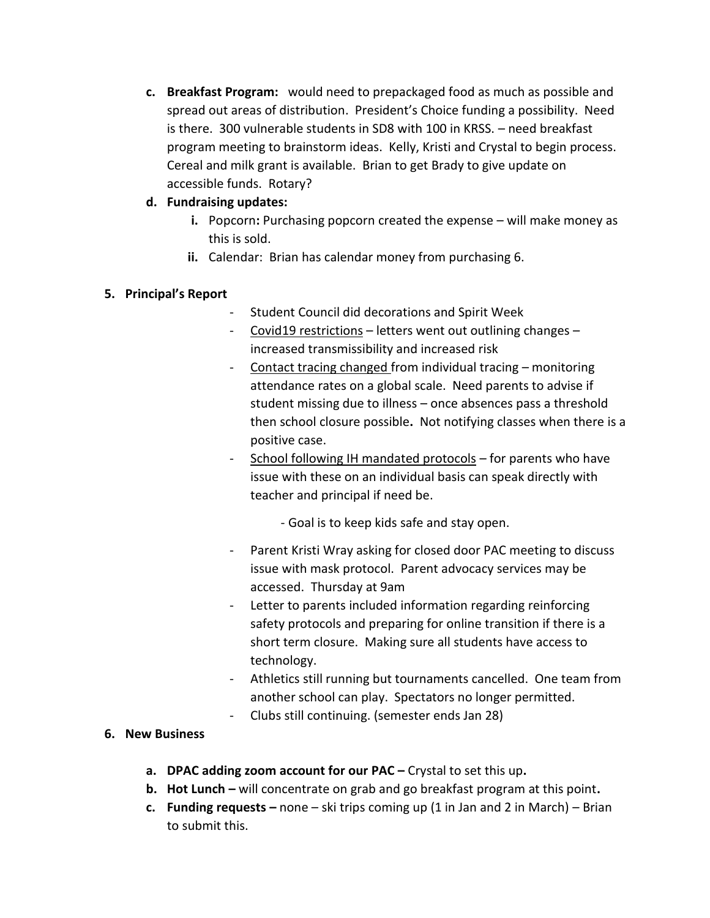c. **Breakfast Program:** would need to prepackaged food as much as possible and spread out areas of distribution. President's Choice funding a possibility. Need is there. 300 vulnerable students in SD8 with 100 in KRSS. – need breakfast program meeting to brainstorm ideas. Kelly, Kristi and Crystal to begin process. Cereal and milk grant is available. Brian to get Brady to give update on accessible funds. Rotary?

d. **Fundraising updates:**
   i. Popcorn**:** Purchasing popcorn created the expense – will make money as this is sold.
   ii. Calendar: Brian has calendar money from purchasing 6.

**5. Principal's Report**

- Student Council did decorations and Spirit Week
- Covid19 restrictions – letters went out outlining changes – increased transmissibility and increased risk
- Contact tracing changed from individual tracing – monitoring attendance rates on a global scale. Need parents to advise if student missing due to illness – once absences pass a threshold then school closure possible**.** Not notifying classes when there is a positive case.
- School following IH mandated protocols – for parents who have issue with these on an individual basis can speak directly with teacher and principal if need be.

  - Goal is to keep kids safe and stay open.

- Parent Kristi Wray asking for closed door PAC meeting to discuss issue with mask protocol. Parent advocacy services may be accessed. Thursday at 9am
- Letter to parents included information regarding reinforcing safety protocols and preparing for online transition if there is a short term closure. Making sure all students have access to technology.
- Athletics still running but tournaments cancelled. One team from another school can play. Spectators no longer permitted.
- Clubs still continuing. (semester ends Jan 28)

**6. New Business**

a. **DPAC adding zoom account for our PAC –** Crystal to set this up**.**
b. **Hot Lunch –** will concentrate on grab and go breakfast program at this point**.**
c. **Funding requests –** none – ski trips coming up (1 in Jan and 2 in March) – Brian to submit this.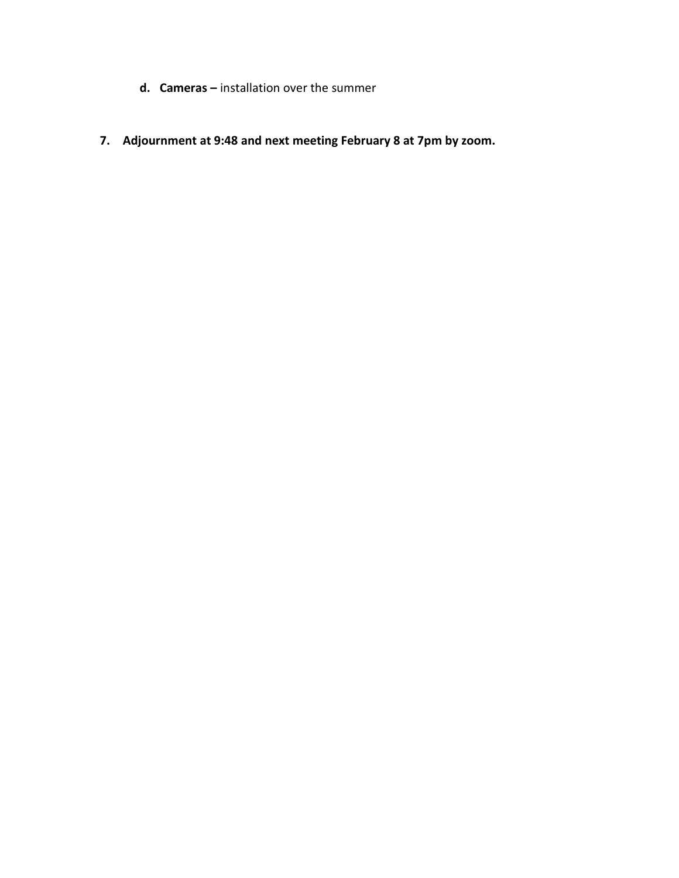d. **Cameras –** installation over the summer

7. **Adjournment at 9:48 and next meeting February 8 at 7pm by zoom.**